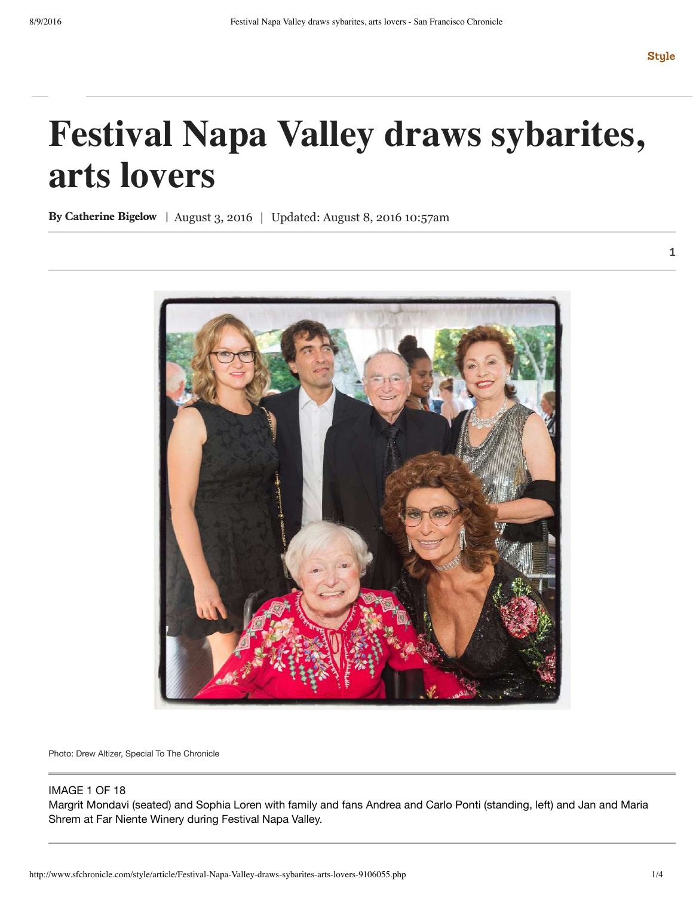Style

# Festival Napa Valley draws sybarites, arts lovers

**By Catherine Bigelow** | August 3, 2016 | Updated: August 8, 2016 10:57am

1

Photo: Drew Altizer, Special To The Chronicle

IMAGE 1 OF 18

Margrit Mondavi (seated) and Sophia Loren with family and fans Andrea and Carlo Ponti (standing, left) and Jan and Maria Shrem at Far Niente Winery during Festival Napa Valley.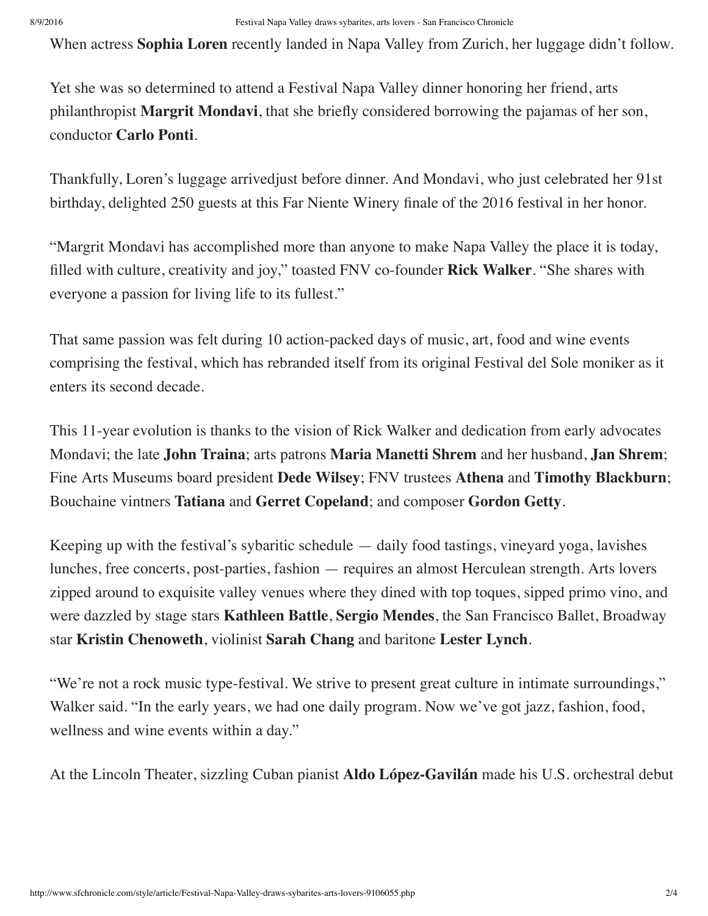When actress **Sophia Loren** recently landed in Napa Valley from Zurich, her luggage didn't follow.

Yet she was so determined to attend a Festival Napa Valley dinner honoring her friend, arts philanthropist **Margrit Mondavi**, that she briefly considered borrowing the pajamas of her son, conductor **Carlo Ponti**.

Thankfully, Loren's luggage arrivedjust before dinner. And Mondavi, who just celebrated her 91st birthday, delighted 250 guests at this Far Niente Winery finale of the 2016 festival in her honor.

"Margrit Mondavi has accomplished more than anyone to make Napa Valley the place it is today, filled with culture, creativity and joy," toasted FNV co-founder **Rick Walker**. "She shares with everyone a passion for living life to its fullest."

That same passion was felt during 10 action-packed days of music, art, food and wine events comprising the festival, which has rebranded itself from its original Festival del Sole moniker as it enters its second decade.

This 11-year evolution is thanks to the vision of Rick Walker and dedication from early advocates Mondavi; the late **John Traina**; arts patrons **Maria Manetti Shrem** and her husband, **Jan Shrem**; Fine Arts Museums board president **Dede Wilsey**; FNV trustees **Athena** and **Timothy Blackburn**; Bouchaine vintners **Tatiana** and **Gerret Copeland**; and composer **Gordon Getty**.

Keeping up with the festival's sybaritic schedule — daily food tastings, vineyard yoga, lavishes lunches, free concerts, post-parties, fashion — requires an almost Herculean strength. Arts lovers zipped around to exquisite valley venues where they dined with top toques, sipped primo vino, and were dazzled by stage stars **Kathleen Battle**, **Sergio Mendes**, the San Francisco Ballet, Broadway star **Kristin Chenoweth**, violinist **Sarah Chang** and baritone **Lester Lynch**.

"We're not a rock music type-festival. We strive to present great culture in intimate surroundings," Walker said. "In the early years, we had one daily program. Now we've got jazz, fashion, food, wellness and wine events within a day."

At the Lincoln Theater, sizzling Cuban pianist **Aldo López-Gavilán** made his U.S. orchestral debut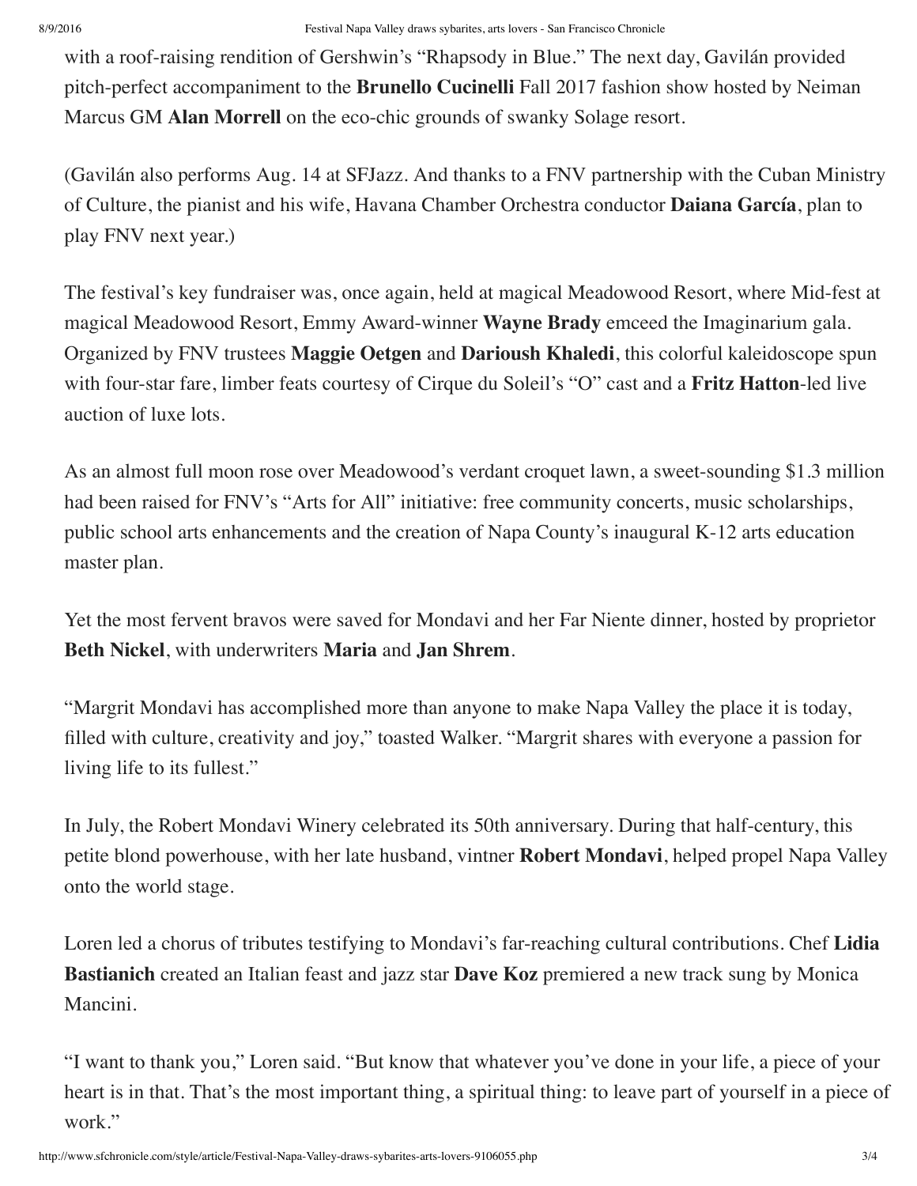with a roof-raising rendition of Gershwin's "Rhapsody in Blue." The next day, Gavilán provided pitch-perfect accompaniment to the **Brunello Cucinelli** Fall 2017 fashion show hosted by Neiman Marcus GM **Alan Morrell** on the eco-chic grounds of swanky Solage resort.

(Gavilán also performs Aug. 14 at SFJazz. And thanks to a FNV partnership with the Cuban Ministry of Culture, the pianist and his wife, Havana Chamber Orchestra conductor **Daiana García**, plan to play FNV next year.)

The festival's key fundraiser was, once again, held at magical Meadowood Resort, where Mid-fest at magical Meadowood Resort, Emmy Award-winner **Wayne Brady** emceed the Imaginarium gala. Organized by FNV trustees **Maggie Oetgen** and **Darioush Khaledi**, this colorful kaleidoscope spun with four-star fare, limber feats courtesy of Cirque du Soleil's "O" cast and a **Fritz Hatton**-led live auction of luxe lots.

As an almost full moon rose over Meadowood's verdant croquet lawn, a sweet-sounding $1.3 million had been raised for FNV's "Arts for All" initiative: free community concerts, music scholarships, public school arts enhancements and the creation of Napa County's inaugural K-12 arts education master plan.

Yet the most fervent bravos were saved for Mondavi and her Far Niente dinner, hosted by proprietor **Beth Nickel**, with underwriters **Maria** and **Jan Shrem**.

"Margrit Mondavi has accomplished more than anyone to make Napa Valley the place it is today, filled with culture, creativity and joy," toasted Walker. "Margrit shares with everyone a passion for living life to its fullest."

In July, the Robert Mondavi Winery celebrated its 50th anniversary. During that half-century, this petite blond powerhouse, with her late husband, vintner **Robert Mondavi**, helped propel Napa Valley onto the world stage.

Loren led a chorus of tributes testifying to Mondavi's far-reaching cultural contributions. Chef **Lidia Bastianich** created an Italian feast and jazz star **Dave Koz** premiered a new track sung by Monica Mancini.

"I want to thank you," Loren said. "But know that whatever you've done in your life, a piece of your heart is in that. That's the most important thing, a spiritual thing: to leave part of yourself in a piece of work."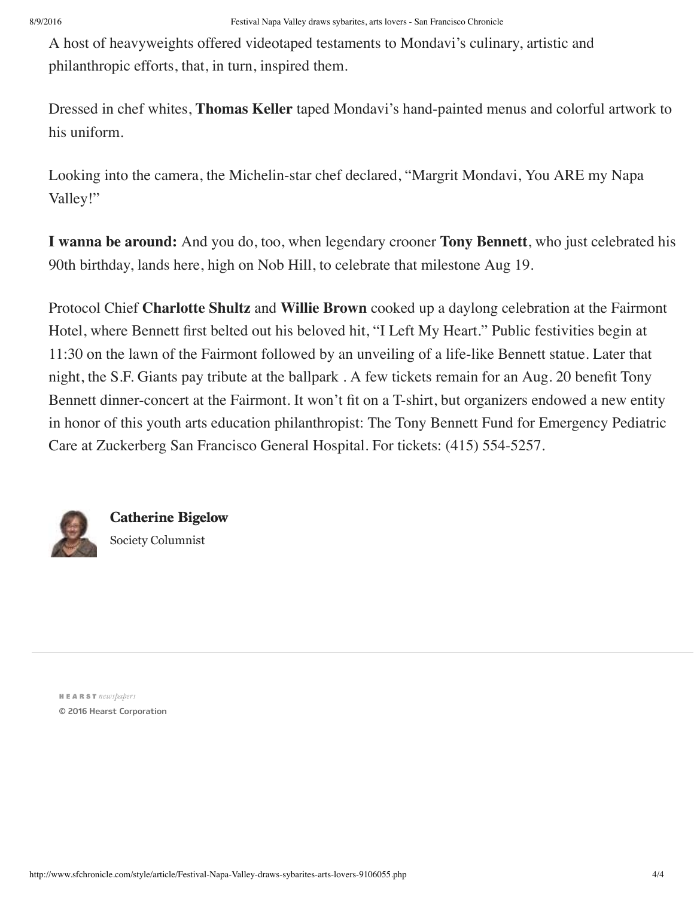A host of heavyweights offered videotaped testaments to Mondavi's culinary, artistic and philanthropic efforts, that, in turn, inspired them.

Dressed in chef whites, **Thomas Keller** taped Mondavi's hand-painted menus and colorful artwork to his uniform.

Looking into the camera, the Michelin-star chef declared, "Margrit Mondavi, You ARE my Napa Valley!"

**I wanna be around:** And you do, too, when legendary crooner **Tony Bennett**, who just celebrated his 90th birthday, lands here, high on Nob Hill, to celebrate that milestone Aug 19.

Protocol Chief **Charlotte Shultz** and **Willie Brown** cooked up a daylong celebration at the Fairmont Hotel, where Bennett first belted out his beloved hit, "I Left My Heart." Public festivities begin at 11:30 on the lawn of the Fairmont followed by an unveiling of a life-like Bennett statue. Later that night, the S.F. Giants pay tribute at the ballpark . A few tickets remain for an Aug. 20 benefit Tony Bennett dinner-concert at the Fairmont. It won't fit on a T-shirt, but organizers endowed a new entity in honor of this youth arts education philanthropist: The Tony Bennett Fund for Emergency Pediatric Care at Zuckerberg San Francisco General Hospital. For tickets: (415) 554-5257.

**Catherine Bigelow**
Society Columnist

HEARST *newspapers*
© 2016 Hearst Corporation